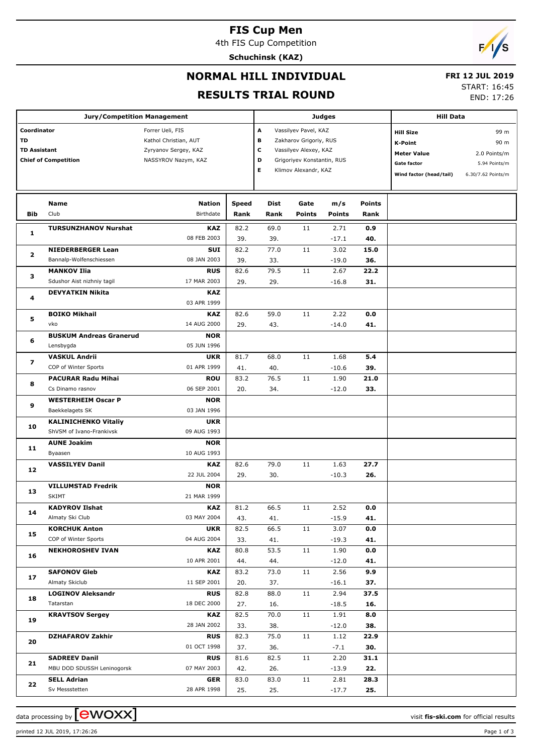# FIS Cup Men

4th FIS Cup Competition

**Schuchinsk (KAZ)**

## NORMAL HILL INDIVIDUAL

## RESULTS TRIAL ROUND

**FRI 12 JUL 2019**

START: 16:45

END: 17:26

| Jury/Competition Management | |
|---|---|
| **Coordinator** | Forrer Ueli, FIS |
| **TD** | Kathol Christian, AUT |
| **TD Assistant** | Zyryanov Sergey, KAZ |
| **Chief of Competition** | NASSYROV Nazym, KAZ |

| Judges | |
|---|---|
| **A** | Vassilyev Pavel, KAZ |
| **B** | Zakharov Grigoriy, RUS |
| **C** | Vassilyev Alexey, KAZ |
| **D** | Grigoriyev Konstantin, RUS |
| **E** | Klimov Alexandr, KAZ |

| Hill Data | |
|---|---|
| **Hill Size** | 99 m |
| **K-Point** | 90 m |
| **Meter Value** | 2.0 Points/m |
| **Gate factor** | 5.94 Points/m |
| **Wind factor (head/tail)** | 6.30/7.62 Points/m |

| Bib | Name / Club | Nation / Birthdate | Speed / Rank | Dist / Rank | Gate / Points | m/s / Points | Points / Rank |
|---|---|---|---|---|---|---|---|
| 1 | **TURSUNZHANOV Nurshat** | **KAZ** | 82.2 | 69.0 | 11 | 2.71 | **0.9** |
| | | 08 FEB 2003 | 39. | 39. | | -17.1 | **40.** |
| 2 | **NIEDERBERGER Lean** | **SUI** | 82.2 | 77.0 | 11 | 3.02 | **15.0** |
| | Bannalp-Wolfenschiessen | 08 JAN 2003 | 39. | 33. | | -19.0 | **36.** |
| 3 | **MANKOV Ilia** | **RUS** | 82.6 | 79.5 | 11 | 2.67 | **22.2** |
| | Sdushor Aist nizhniy tagil | 17 MAR 2003 | 29. | 29. | | -16.8 | **31.** |
| 4 | **DEVYATKIN Nikita** | **KAZ** | | | | | |
| | | 03 APR 1999 | | | | | |
| 5 | **BOIKO Mikhail** | **KAZ** | 82.6 | 59.0 | 11 | 2.22 | **0.0** |
| | vko | 14 AUG 2000 | 29. | 43. | | -14.0 | **41.** |
| 6 | **BUSKUM Andreas Granerud** | **NOR** | | | | | |
| | Lensbygda | 05 JUN 1996 | | | | | |
| 7 | **VASKUL Andrii** | **UKR** | 81.7 | 68.0 | 11 | 1.68 | **5.4** |
| | COP of Winter Sports | 01 APR 1999 | 41. | 40. | | -10.6 | **39.** |
| 8 | **PACURAR Radu Mihai** | **ROU** | 83.2 | 76.5 | 11 | 1.90 | **21.0** |
| | Cs Dinamo rasnov | 06 SEP 2001 | 20. | 34. | | -12.0 | **33.** |
| 9 | **WESTERHEIM Oscar P** | **NOR** | | | | | |
| | Baekkelagets SK | 03 JAN 1996 | | | | | |
| 10 | **KALINICHENKO Vitaliy** | **UKR** | | | | | |
| | ShVSM of Ivano-Frankivsk | 09 AUG 1993 | | | | | |
| 11 | **AUNE Joakim** | **NOR** | | | | | |
| | Byaasen | 10 AUG 1993 | | | | | |
| 12 | **VASSILYEV Danil** | **KAZ** | 82.6 | 79.0 | 11 | 1.63 | **27.7** |
| | | 22 JUL 2004 | 29. | 30. | | -10.3 | **26.** |
| 13 | **VILLUMSTAD Fredrik** | **NOR** | | | | | |
| | SKIMT | 21 MAR 1999 | | | | | |
| 14 | **KADYROV Ilshat** | **KAZ** | 81.2 | 66.5 | 11 | 2.52 | **0.0** |
| | Almaty Ski Club | 03 MAY 2004 | 43. | 41. | | -15.9 | **41.** |
| 15 | **KORCHUK Anton** | **UKR** | 82.5 | 66.5 | 11 | 3.07 | **0.0** |
| | COP of Winter Sports | 04 AUG 2004 | 33. | 41. | | -19.3 | **41.** |
| 16 | **NEKHOROSHEV IVAN** | **KAZ** | 80.8 | 53.5 | 11 | 1.90 | **0.0** |
| | | 10 APR 2001 | 44. | 44. | | -12.0 | **41.** |
| 17 | **SAFONOV Gleb** | **KAZ** | 83.2 | 73.0 | 11 | 2.56 | **9.9** |
| | Almaty Skiclub | 11 SEP 2001 | 20. | 37. | | -16.1 | **37.** |
| 18 | **LOGINOV Aleksandr** | **RUS** | 82.8 | 88.0 | 11 | 2.94 | **37.5** |
| | Tatarstan | 18 DEC 2000 | 27. | 16. | | -18.5 | **16.** |
| 19 | **KRAVTSOV Sergey** | **KAZ** | 82.5 | 70.0 | 11 | 1.91 | **8.0** |
| | | 28 JAN 2002 | 33. | 38. | | -12.0 | **38.** |
| 20 | **DZHAFAROV Zakhir** | **RUS** | 82.3 | 75.0 | 11 | 1.12 | **22.9** |
| | | 01 OCT 1998 | 37. | 36. | | -7.1 | **30.** |
| 21 | **SADREEV Danil** | **RUS** | 81.6 | 82.5 | 11 | 2.20 | **31.1** |
| | MBU DOD SDUSSH Leninogorsk | 07 MAY 2003 | 42. | 26. | | -13.9 | **22.** |
| 22 | **SELL Adrian** | **GER** | 83.0 | 83.0 | 11 | 2.81 | **28.3** |
| | Sv Messstetten | 28 APR 1998 | 25. | 25. | | -17.7 | **25.** |

data processing by ewoxx — visit **fis-ski.com** for official results

printed 12 JUL 2019, 17:26:26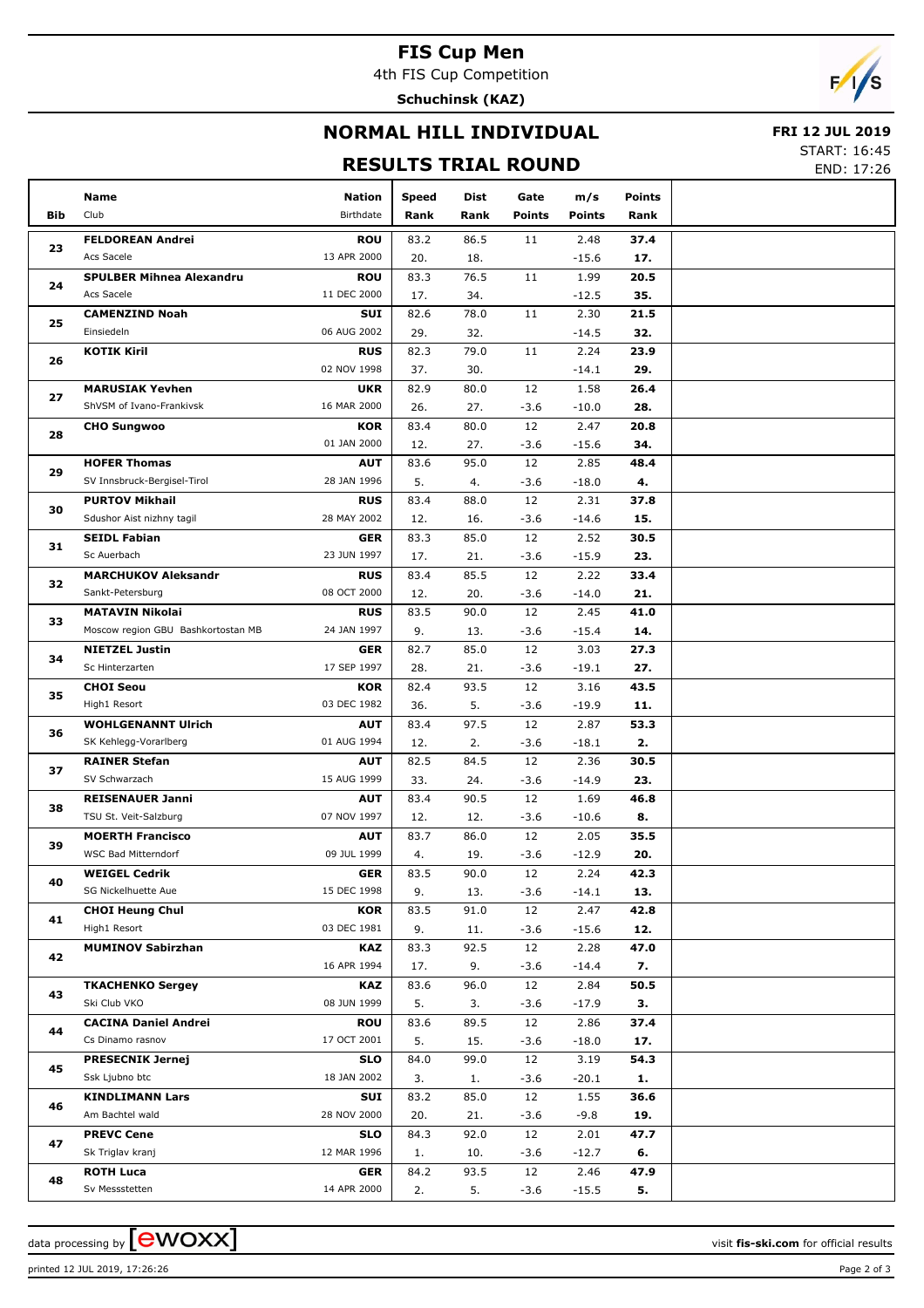# FIS Cup Men

4th FIS Cup Competition

**Schuchinsk (KAZ)**

## NORMAL HILL INDIVIDUAL

**FRI 12 JUL 2019**

START: 16:45
END: 17:26

## RESULTS TRIAL ROUND

| Bib | Name / Club | Nation / Birthdate | Speed / Rank | Dist / Rank | Gate / Points | m/s / Points | Points / Rank |
|---|---|---|---|---|---|---|---|
| 23 | **FELDOREAN Andrei** | **ROU** | 83.2 | 86.5 | 11 | 2.48 | **37.4** |
| | Acs Sacele | 13 APR 2000 | 20. | 18. | | -15.6 | **17.** |
| 24 | **SPULBER Mihnea Alexandru** | **ROU** | 83.3 | 76.5 | 11 | 1.99 | **20.5** |
| | Acs Sacele | 11 DEC 2000 | 17. | 34. | | -12.5 | **35.** |
| 25 | **CAMENZIND Noah** | **SUI** | 82.6 | 78.0 | 11 | 2.30 | **21.5** |
| | Einsiedeln | 06 AUG 2002 | 29. | 32. | | -14.5 | **32.** |
| 26 | **KOTIK Kiril** | **RUS** | 82.3 | 79.0 | 11 | 2.24 | **23.9** |
| | | 02 NOV 1998 | 37. | 30. | | -14.1 | **29.** |
| 27 | **MARUSIAK Yevhen** | **UKR** | 82.9 | 80.0 | 12 | 1.58 | **26.4** |
| | ShVSM of Ivano-Frankivsk | 16 MAR 2000 | 26. | 27. | -3.6 | -10.0 | **28.** |
| 28 | **CHO Sungwoo** | **KOR** | 83.4 | 80.0 | 12 | 2.47 | **20.8** |
| | | 01 JAN 2000 | 12. | 27. | -3.6 | -15.6 | **34.** |
| 29 | **HOFER Thomas** | **AUT** | 83.6 | 95.0 | 12 | 2.85 | **48.4** |
| | SV Innsbruck-Bergisel-Tirol | 28 JAN 1996 | 5. | 4. | -3.6 | -18.0 | **4.** |
| 30 | **PURTOV Mikhail** | **RUS** | 83.4 | 88.0 | 12 | 2.31 | **37.8** |
| | Sdushor Aist nizhny tagil | 28 MAY 2002 | 12. | 16. | -3.6 | -14.6 | **15.** |
| 31 | **SEIDL Fabian** | **GER** | 83.3 | 85.0 | 12 | 2.52 | **30.5** |
| | Sc Auerbach | 23 JUN 1997 | 17. | 21. | -3.6 | -15.9 | **23.** |
| 32 | **MARCHUKOV Aleksandr** | **RUS** | 83.4 | 85.5 | 12 | 2.22 | **33.4** |
| | Sankt-Petersburg | 08 OCT 2000 | 12. | 20. | -3.6 | -14.0 | **21.** |
| 33 | **MATAVIN Nikolai** | **RUS** | 83.5 | 90.0 | 12 | 2.45 | **41.0** |
| | Moscow region GBU Bashkortostan MB | 24 JAN 1997 | 9. | 13. | -3.6 | -15.4 | **14.** |
| 34 | **NIETZEL Justin** | **GER** | 82.7 | 85.0 | 12 | 3.03 | **27.3** |
| | Sc Hinterzarten | 17 SEP 1997 | 28. | 21. | -3.6 | -19.1 | **27.** |
| 35 | **CHOI Seou** | **KOR** | 82.4 | 93.5 | 12 | 3.16 | **43.5** |
| | High1 Resort | 03 DEC 1982 | 36. | 5. | -3.6 | -19.9 | **11.** |
| 36 | **WOHLGENANNT Ulrich** | **AUT** | 83.4 | 97.5 | 12 | 2.87 | **53.3** |
| | SK Kehlegg-Vorarlberg | 01 AUG 1994 | 12. | 2. | -3.6 | -18.1 | **2.** |
| 37 | **RAINER Stefan** | **AUT** | 82.5 | 84.5 | 12 | 2.36 | **30.5** |
| | SV Schwarzach | 15 AUG 1999 | 33. | 24. | -3.6 | -14.9 | **23.** |
| 38 | **REISENAUER Janni** | **AUT** | 83.4 | 90.5 | 12 | 1.69 | **46.8** |
| | TSU St. Veit-Salzburg | 07 NOV 1997 | 12. | 12. | -3.6 | -10.6 | **8.** |
| 39 | **MOERTH Francisco** | **AUT** | 83.7 | 86.0 | 12 | 2.05 | **35.5** |
| | WSC Bad Mitterndorf | 09 JUL 1999 | 4. | 19. | -3.6 | -12.9 | **20.** |
| 40 | **WEIGEL Cedrik** | **GER** | 83.5 | 90.0 | 12 | 2.24 | **42.3** |
| | SG Nickelhuette Aue | 15 DEC 1998 | 9. | 13. | -3.6 | -14.1 | **13.** |
| 41 | **CHOI Heung Chul** | **KOR** | 83.5 | 91.0 | 12 | 2.47 | **42.8** |
| | High1 Resort | 03 DEC 1981 | 9. | 11. | -3.6 | -15.6 | **12.** |
| 42 | **MUMINOV Sabirzhan** | **KAZ** | 83.3 | 92.5 | 12 | 2.28 | **47.0** |
| | | 16 APR 1994 | 17. | 9. | -3.6 | -14.4 | **7.** |
| 43 | **TKACHENKO Sergey** | **KAZ** | 83.6 | 96.0 | 12 | 2.84 | **50.5** |
| | Ski Club VKO | 08 JUN 1999 | 5. | 3. | -3.6 | -17.9 | **3.** |
| 44 | **CACINA Daniel Andrei** | **ROU** | 83.6 | 89.5 | 12 | 2.86 | **37.4** |
| | Cs Dinamo rasnov | 17 OCT 2001 | 5. | 15. | -3.6 | -18.0 | **17.** |
| 45 | **PRESECNIK Jernej** | **SLO** | 84.0 | 99.0 | 12 | 3.19 | **54.3** |
| | Ssk Ljubno btc | 18 JAN 2002 | 3. | 1. | -3.6 | -20.1 | **1.** |
| 46 | **KINDLIMANN Lars** | **SUI** | 83.2 | 85.0 | 12 | 1.55 | **36.6** |
| | Am Bachtel wald | 28 NOV 2000 | 20. | 21. | -3.6 | -9.8 | **19.** |
| 47 | **PREVC Cene** | **SLO** | 84.3 | 92.0 | 12 | 2.01 | **47.7** |
| | Sk Triglav kranj | 12 MAR 1996 | 1. | 10. | -3.6 | -12.7 | **6.** |
| 48 | **ROTH Luca** | **GER** | 84.2 | 93.5 | 12 | 2.46 | **47.9** |
| | Sv Messstetten | 14 APR 2000 | 2. | 5. | -3.6 | -15.5 | **5.** |

data processing by ewoxx — visit **fis-ski.com** for official results

printed 12 JUL 2019, 17:26:26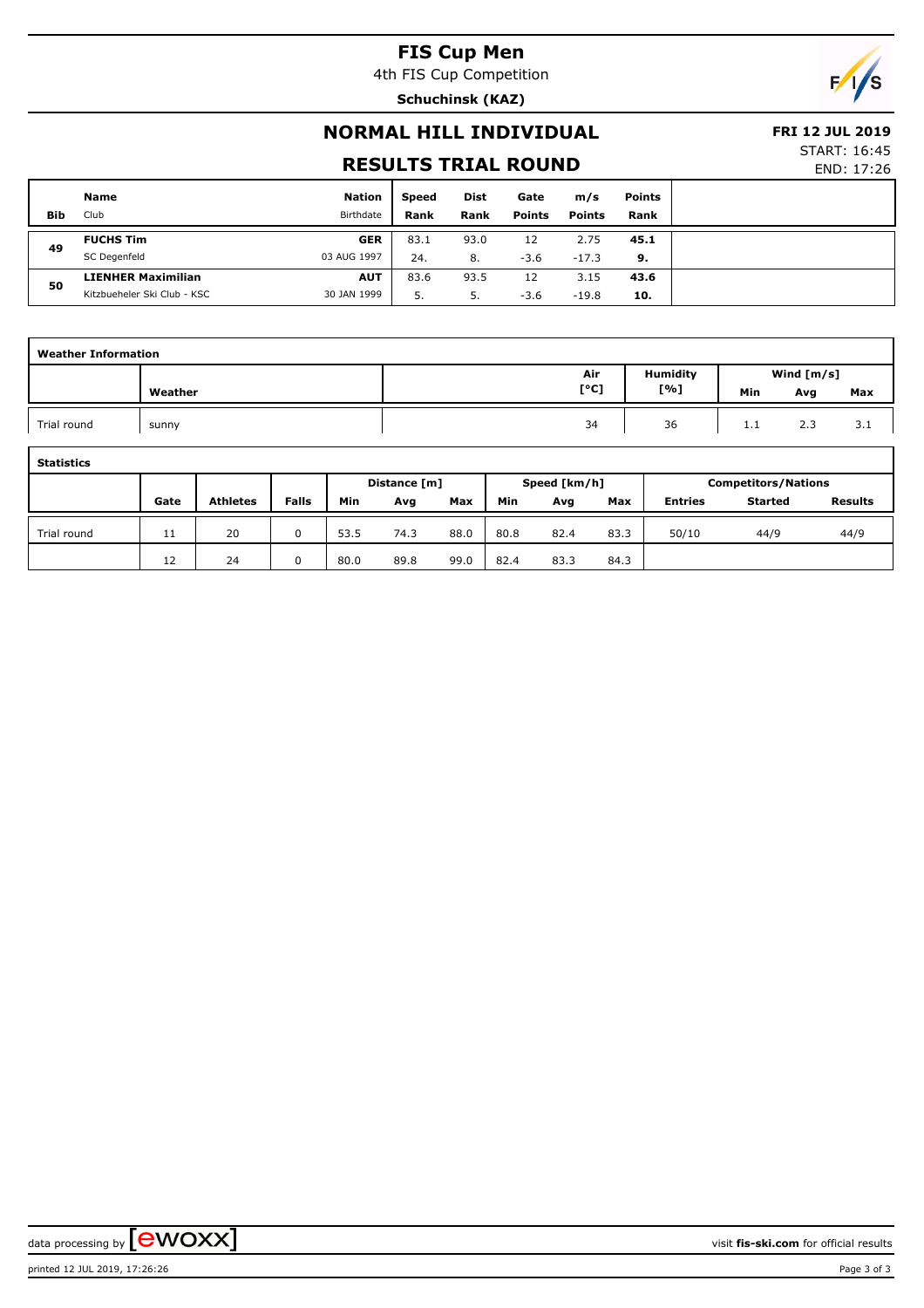# FIS Cup Men

4th FIS Cup Competition

**Schuchinsk (KAZ)**

## NORMAL HILL INDIVIDUAL

**FRI 12 JUL 2019**

START: 16:45

END: 17:26

## RESULTS TRIAL ROUND

| Bib | Name / Club | Nation / Birthdate | Speed / Rank | Dist / Rank | Gate / Points | m/s / Points | Points / Rank |
|---|---|---|---|---|---|---|---|
| 49 | **FUCHS Tim** | **GER** | 83.1 | 93.0 | 12 | 2.75 | **45.1** |
| | SC Degenfeld | 03 AUG 1997 | 24. | 8. | -3.6 | -17.3 | **9.** |
| 50 | **LIENHER Maximilian** | **AUT** | 83.6 | 93.5 | 12 | 3.15 | **43.6** |
| | Kitzbueheler Ski Club - KSC | 30 JAN 1999 | 5. | 5. | -3.6 | -19.8 | **10.** |

**Weather Information**

| | Weather | Air [°C] | Humidity [%] | Wind [m/s] Min | Avg | Max |
|---|---|---|---|---|---|---|
| Trial round | sunny | 34 | 36 | 1.1 | 2.3 | 3.1 |

**Statistics**

| | Gate | Athletes | Falls | Distance [m] Min | Avg | Max | Speed [km/h] Min | Avg | Max | Competitors/Nations Entries | Started | Results |
|---|---|---|---|---|---|---|---|---|---|---|---|---|
| Trial round | 11 | 20 | 0 | 53.5 | 74.3 | 88.0 | 80.8 | 82.4 | 83.3 | 50/10 | 44/9 | 44/9 |
| | 12 | 24 | 0 | 80.0 | 89.8 | 99.0 | 82.4 | 83.3 | 84.3 | | | |

data processing by [ewoxx]

visit **fis-ski.com** for official results

printed 12 JUL 2019, 17:26:26